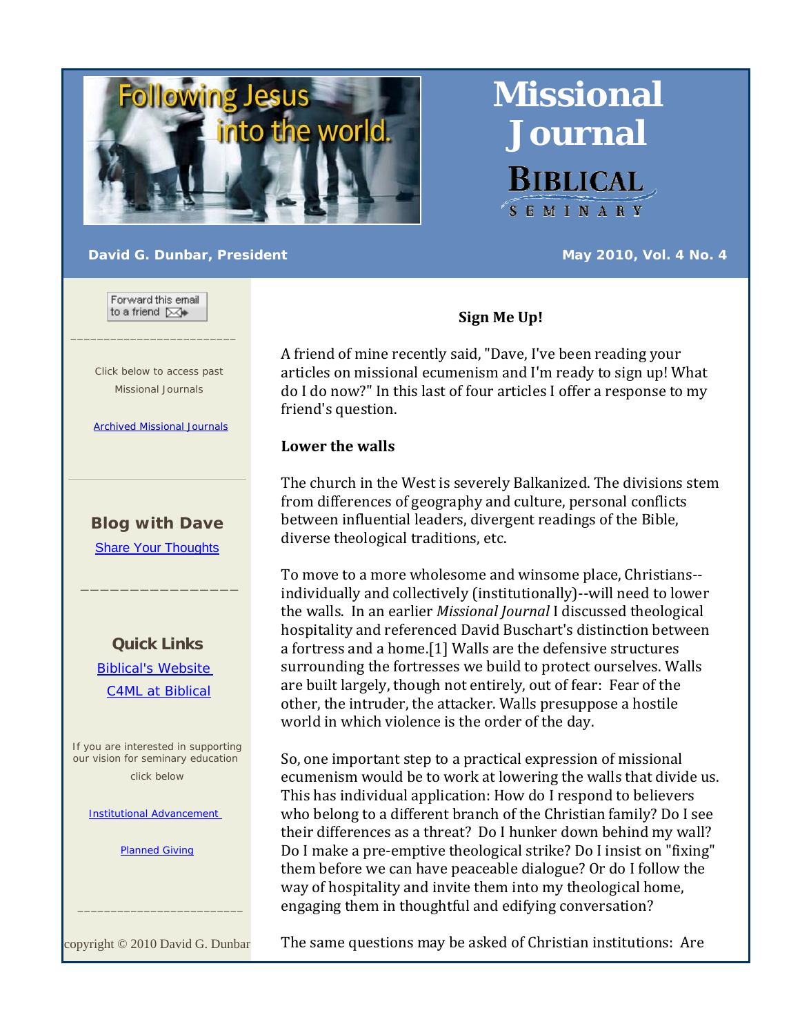# Missional Journal

**BIBLICAL SEMINARY**

**David G. Dunbar, President**

**May 2010, Vol. 4 No. 4**

Forward this email to a friend

Click below to access past Missional Journals

Archived Missional Journals

### Blog with Dave

Share Your Thoughts

### Quick Links

Biblical's Website

C4ML at Biblical

If you are interested in supporting our vision for seminary education click below

Institutional Advancement

Planned Giving

copyright © 2010 David G. Dunbar

## Sign Me Up!

A friend of mine recently said, "Dave, I've been reading your articles on missional ecumenism and I'm ready to sign up! What do I do now?" In this last of four articles I offer a response to my friend's question.

### Lower the walls

The church in the West is severely Balkanized. The divisions stem from differences of geography and culture, personal conflicts between influential leaders, divergent readings of the Bible, diverse theological traditions, etc.

To move to a more wholesome and winsome place, Christians--individually and collectively (institutionally)--will need to lower the walls. In an earlier *Missional Journal* I discussed theological hospitality and referenced David Buschart's distinction between a fortress and a home.[1] Walls are the defensive structures surrounding the fortresses we build to protect ourselves. Walls are built largely, though not entirely, out of fear: Fear of the other, the intruder, the attacker. Walls presuppose a hostile world in which violence is the order of the day.

So, one important step to a practical expression of missional ecumenism would be to work at lowering the walls that divide us. This has individual application: How do I respond to believers who belong to a different branch of the Christian family? Do I see their differences as a threat? Do I hunker down behind my wall? Do I make a pre-emptive theological strike? Do I insist on "fixing" them before we can have peaceable dialogue? Or do I follow the way of hospitality and invite them into my theological home, engaging them in thoughtful and edifying conversation?

The same questions may be asked of Christian institutions: Are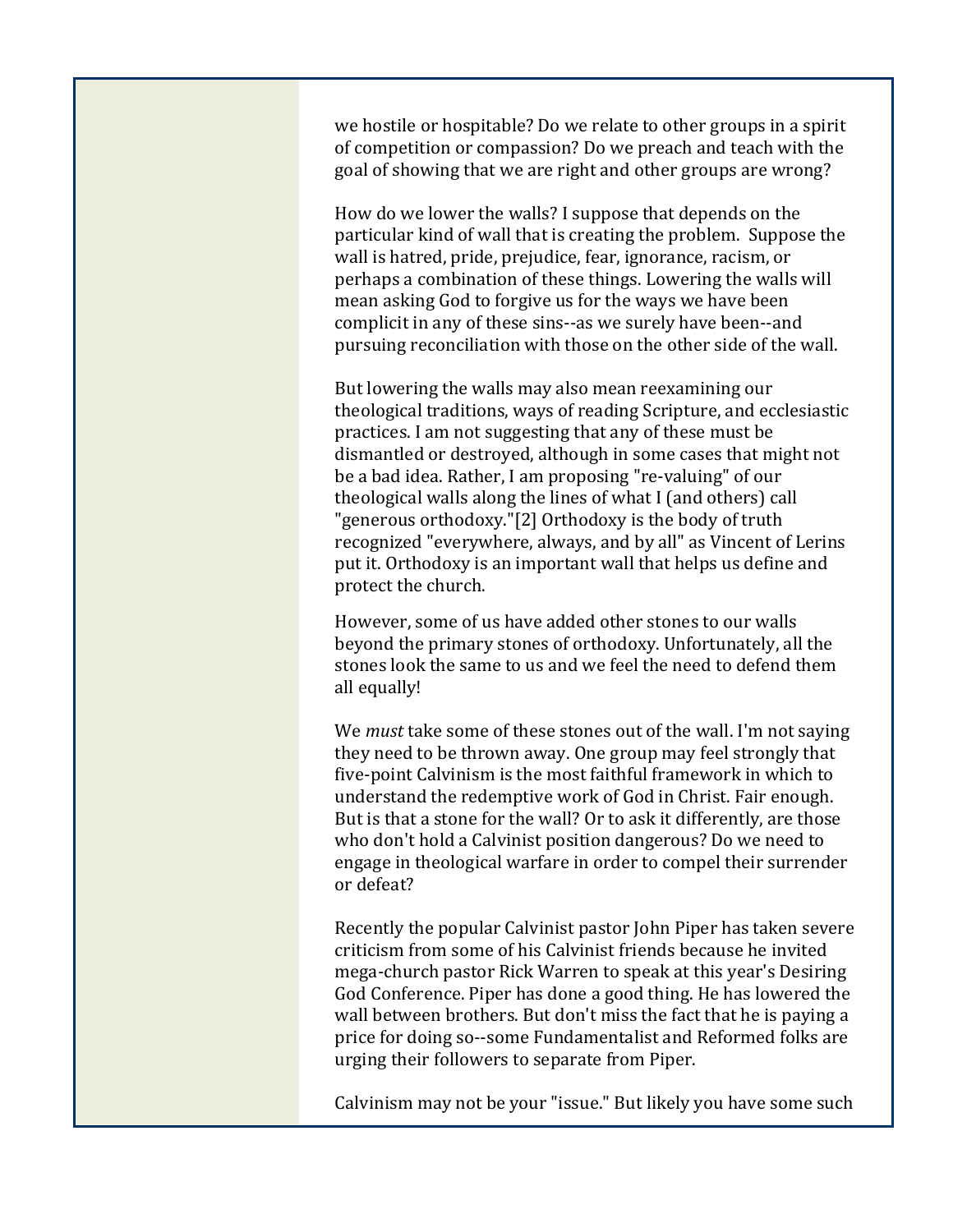we hostile or hospitable? Do we relate to other groups in a spirit of competition or compassion? Do we preach and teach with the goal of showing that we are right and other groups are wrong?

How do we lower the walls? I suppose that depends on the particular kind of wall that is creating the problem. Suppose the wall is hatred, pride, prejudice, fear, ignorance, racism, or perhaps a combination of these things. Lowering the walls will mean asking God to forgive us for the ways we have been complicit in any of these sins--as we surely have been--and pursuing reconciliation with those on the other side of the wall.

But lowering the walls may also mean reexamining our theological traditions, ways of reading Scripture, and ecclesiastic practices. I am not suggesting that any of these must be dismantled or destroyed, although in some cases that might not be a bad idea. Rather, I am proposing "re-valuing" of our theological walls along the lines of what I (and others) call "generous orthodoxy."[2] Orthodoxy is the body of truth recognized "everywhere, always, and by all" as Vincent of Lerins put it. Orthodoxy is an important wall that helps us define and protect the church.

However, some of us have added other stones to our walls beyond the primary stones of orthodoxy. Unfortunately, all the stones look the same to us and we feel the need to defend them all equally!

We *must* take some of these stones out of the wall. I'm not saying they need to be thrown away. One group may feel strongly that five-point Calvinism is the most faithful framework in which to understand the redemptive work of God in Christ. Fair enough. But is that a stone for the wall? Or to ask it differently, are those who don't hold a Calvinist position dangerous? Do we need to engage in theological warfare in order to compel their surrender or defeat?

Recently the popular Calvinist pastor John Piper has taken severe criticism from some of his Calvinist friends because he invited mega-church pastor Rick Warren to speak at this year's Desiring God Conference. Piper has done a good thing. He has lowered the wall between brothers. But don't miss the fact that he is paying a price for doing so--some Fundamentalist and Reformed folks are urging their followers to separate from Piper.

Calvinism may not be your "issue." But likely you have some such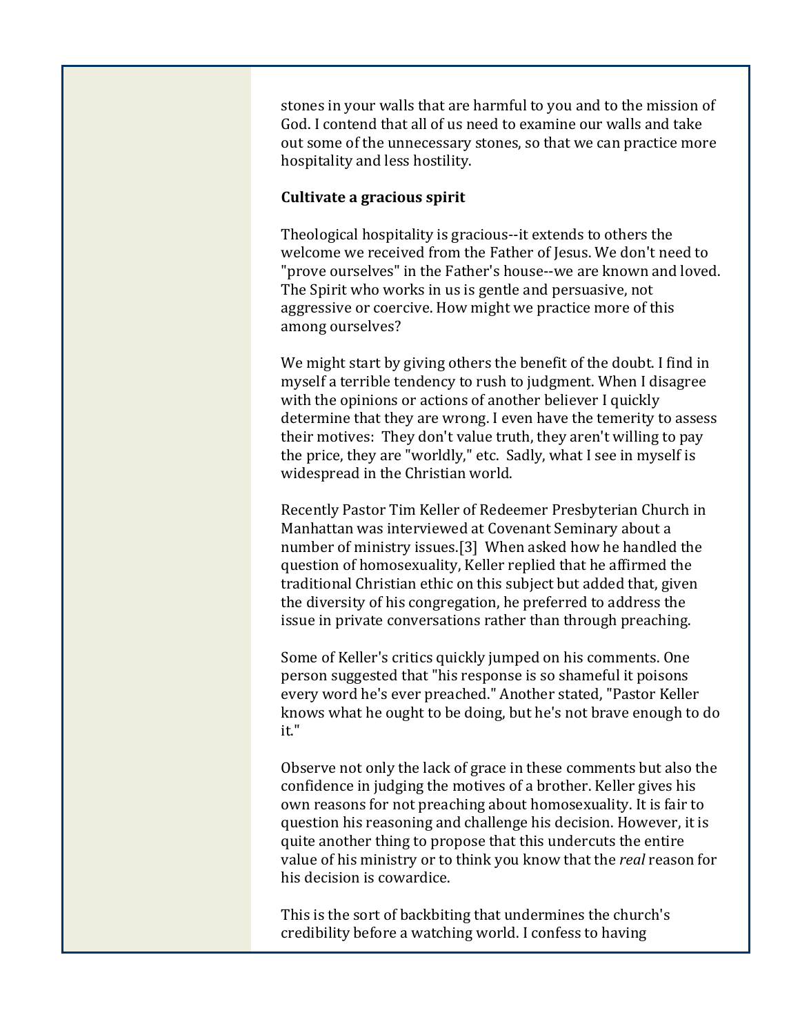stones in your walls that are harmful to you and to the mission of God. I contend that all of us need to examine our walls and take out some of the unnecessary stones, so that we can practice more hospitality and less hostility.

**Cultivate a gracious spirit**

Theological hospitality is gracious--it extends to others the welcome we received from the Father of Jesus. We don't need to "prove ourselves" in the Father's house--we are known and loved. The Spirit who works in us is gentle and persuasive, not aggressive or coercive. How might we practice more of this among ourselves?

We might start by giving others the benefit of the doubt. I find in myself a terrible tendency to rush to judgment. When I disagree with the opinions or actions of another believer I quickly determine that they are wrong. I even have the temerity to assess their motives: They don't value truth, they aren't willing to pay the price, they are "worldly," etc. Sadly, what I see in myself is widespread in the Christian world.

Recently Pastor Tim Keller of Redeemer Presbyterian Church in Manhattan was interviewed at Covenant Seminary about a number of ministry issues.[3] When asked how he handled the question of homosexuality, Keller replied that he affirmed the traditional Christian ethic on this subject but added that, given the diversity of his congregation, he preferred to address the issue in private conversations rather than through preaching.

Some of Keller's critics quickly jumped on his comments. One person suggested that "his response is so shameful it poisons every word he's ever preached." Another stated, "Pastor Keller knows what he ought to be doing, but he's not brave enough to do it."

Observe not only the lack of grace in these comments but also the confidence in judging the motives of a brother. Keller gives his own reasons for not preaching about homosexuality. It is fair to question his reasoning and challenge his decision. However, it is quite another thing to propose that this undercuts the entire value of his ministry or to think you know that the *real* reason for his decision is cowardice.

This is the sort of backbiting that undermines the church's credibility before a watching world. I confess to having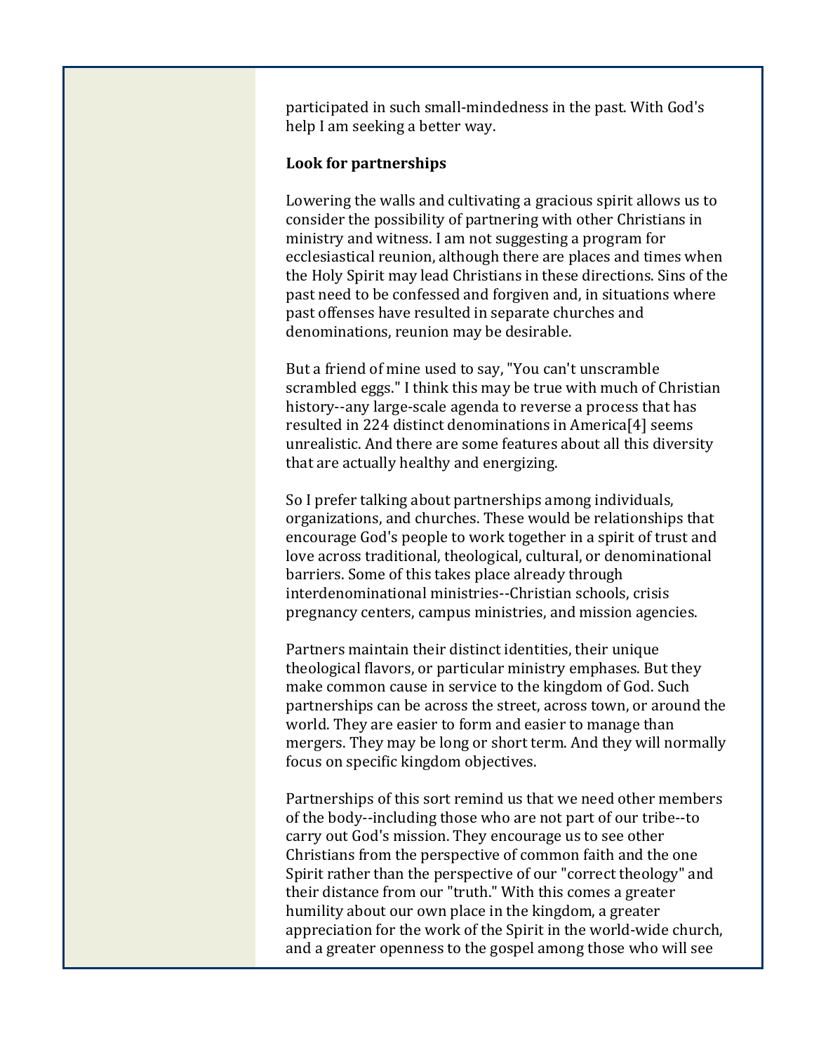participated in such small-mindedness in the past. With God's help I am seeking a better way.

**Look for partnerships**

Lowering the walls and cultivating a gracious spirit allows us to consider the possibility of partnering with other Christians in ministry and witness. I am not suggesting a program for ecclesiastical reunion, although there are places and times when the Holy Spirit may lead Christians in these directions. Sins of the past need to be confessed and forgiven and, in situations where past offenses have resulted in separate churches and denominations, reunion may be desirable.

But a friend of mine used to say, "You can't unscramble scrambled eggs." I think this may be true with much of Christian history--any large-scale agenda to reverse a process that has resulted in 224 distinct denominations in America[4] seems unrealistic. And there are some features about all this diversity that are actually healthy and energizing.

So I prefer talking about partnerships among individuals, organizations, and churches. These would be relationships that encourage God's people to work together in a spirit of trust and love across traditional, theological, cultural, or denominational barriers. Some of this takes place already through interdenominational ministries--Christian schools, crisis pregnancy centers, campus ministries, and mission agencies.

Partners maintain their distinct identities, their unique theological flavors, or particular ministry emphases. But they make common cause in service to the kingdom of God. Such partnerships can be across the street, across town, or around the world. They are easier to form and easier to manage than mergers. They may be long or short term. And they will normally focus on specific kingdom objectives.

Partnerships of this sort remind us that we need other members of the body--including those who are not part of our tribe--to carry out God's mission. They encourage us to see other Christians from the perspective of common faith and the one Spirit rather than the perspective of our "correct theology" and their distance from our "truth." With this comes a greater humility about our own place in the kingdom, a greater appreciation for the work of the Spirit in the world-wide church, and a greater openness to the gospel among those who will see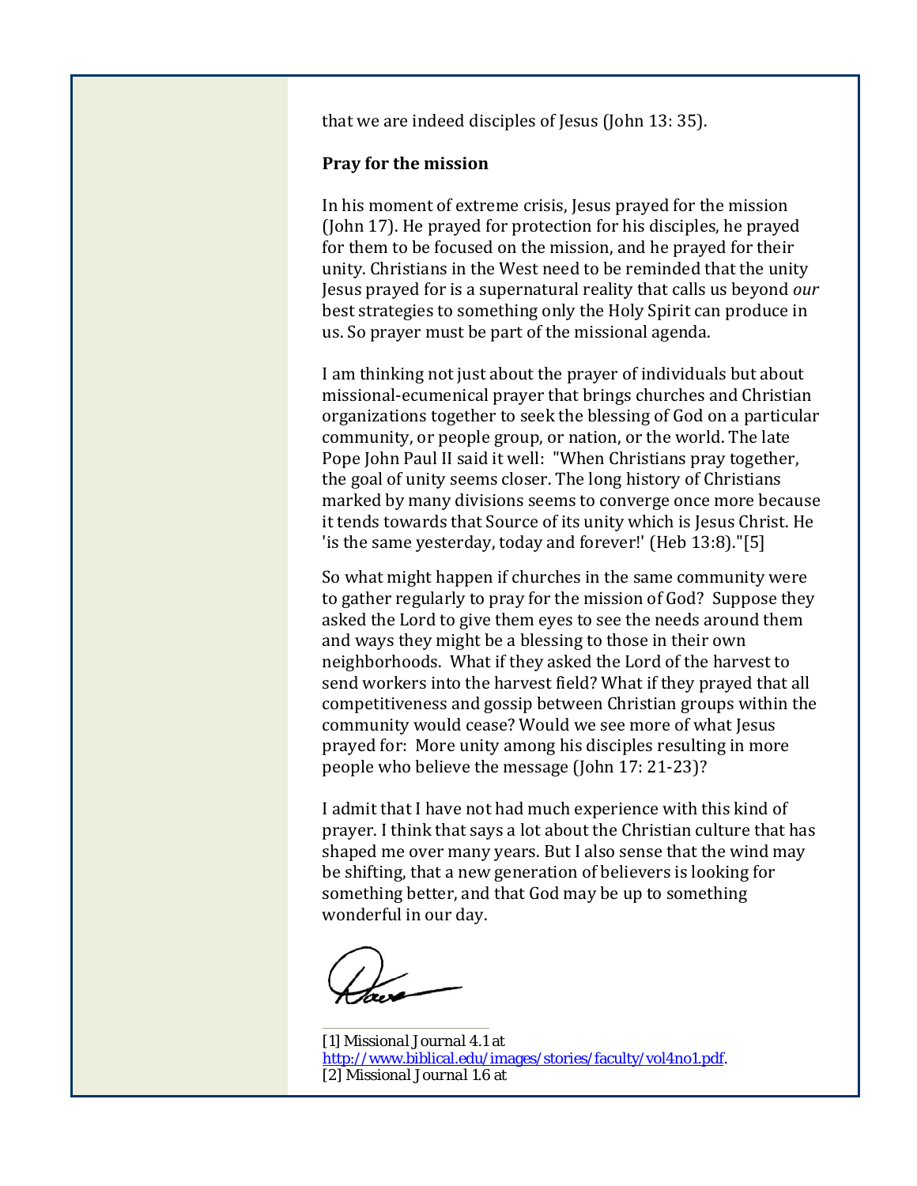that we are indeed disciples of Jesus (John 13: 35).

**Pray for the mission**

In his moment of extreme crisis, Jesus prayed for the mission (John 17). He prayed for protection for his disciples, he prayed for them to be focused on the mission, and he prayed for their unity. Christians in the West need to be reminded that the unity Jesus prayed for is a supernatural reality that calls us beyond *our* best strategies to something only the Holy Spirit can produce in us. So prayer must be part of the missional agenda.

I am thinking not just about the prayer of individuals but about missional-ecumenical prayer that brings churches and Christian organizations together to seek the blessing of God on a particular community, or people group, or nation, or the world. The late Pope John Paul II said it well: "When Christians pray together, the goal of unity seems closer. The long history of Christians marked by many divisions seems to converge once more because it tends towards that Source of its unity which is Jesus Christ. He 'is the same yesterday, today and forever!' (Heb 13:8)."[5]

So what might happen if churches in the same community were to gather regularly to pray for the mission of God? Suppose they asked the Lord to give them eyes to see the needs around them and ways they might be a blessing to those in their own neighborhoods. What if they asked the Lord of the harvest to send workers into the harvest field? What if they prayed that all competitiveness and gossip between Christian groups within the community would cease? Would we see more of what Jesus prayed for: More unity among his disciples resulting in more people who believe the message (John 17: 21-23)?

I admit that I have not had much experience with this kind of prayer. I think that says a lot about the Christian culture that has shaped me over many years. But I also sense that the wind may be shifting, that a new generation of believers is looking for something better, and that God may be up to something wonderful in our day.

Dave

---

[1] Missional Journal 4.1 at http://www.biblical.edu/images/stories/faculty/vol4no1.pdf.
[2] Missional Journal 1.6 at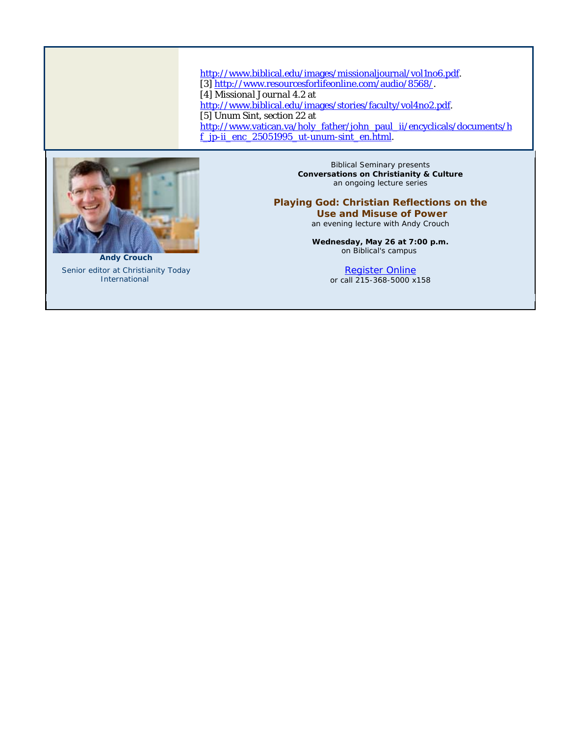http://www.biblical.edu/images/missionaljournal/vol1no6.pdf.
[3] http://www.resourcesforlifeonline.com/audio/8568/.
[4] Missional Journal 4.2 at
http://www.biblical.edu/images/stories/faculty/vol4no2.pdf.
[5] Unum Sint, section 22 at
http://www.vatican.va/holy_father/john_paul_ii/encyclicals/documents/hf_jp-ii_enc_25051995_ut-unum-sint_en.html.

**Andy Crouch**

Senior editor at Christianity Today International

Biblical Seminary presents
**Conversations on Christianity & Culture**
an ongoing lecture series

**Playing God: Christian Reflections on the Use and Misuse of Power**
an evening lecture with Andy Crouch

**Wednesday, May 26 at 7:00 p.m.**
on Biblical's campus

Register Online
or call 215-368-5000 x158